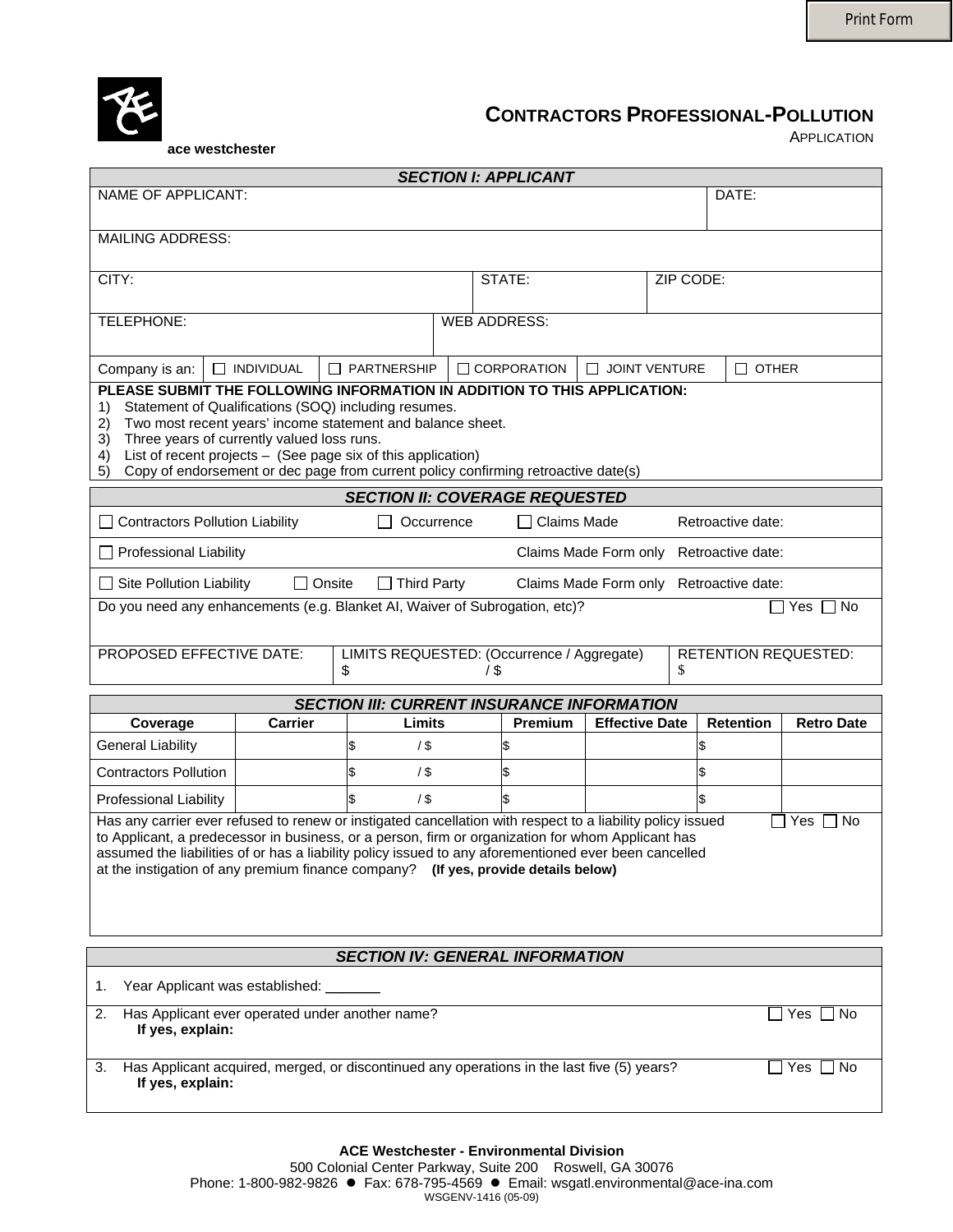Print Form

ace westchester

# CONTRACTORS PROFESSIONAL-POLLUTION

APPLICATION

## SECTION I: APPLICANT

| NAME OF APPLICANT: | | | DATE: |
|---|---|---|---|
| MAILING ADDRESS: | | | |
| CITY: | STATE: | ZIP CODE: | |
| TELEPHONE: | WEB ADDRESS: | | |

Company is an: ☐ INDIVIDUAL ☐ PARTNERSHIP ☐ CORPORATION ☐ JOINT VENTURE ☐ OTHER

**PLEASE SUBMIT THE FOLLOWING INFORMATION IN ADDITION TO THIS APPLICATION:**

1) Statement of Qualifications (SOQ) including resumes.
2) Two most recent years' income statement and balance sheet.
3) Three years of currently valued loss runs.
4) List of recent projects – (See page six of this application)
5) Copy of endorsement or dec page from current policy confirming retroactive date(s)

## SECTION II: COVERAGE REQUESTED

☐ Contractors Pollution Liability ☐ Occurrence ☐ Claims Made Retroactive date:

☐ Professional Liability Claims Made Form only Retroactive date:

☐ Site Pollution Liability ☐ Onsite ☐ Third Party Claims Made Form only Retroactive date:

Do you need any enhancements (e.g. Blanket AI, Waiver of Subrogation, etc)? ☐ Yes ☐ No

| PROPOSED EFFECTIVE DATE: | LIMITS REQUESTED: (Occurrence / Aggregate) $ / $ | RETENTION REQUESTED: $ |
|---|---|---|

## SECTION III: CURRENT INSURANCE INFORMATION

| Coverage | Carrier | Limits | Premium | Effective Date | Retention | Retro Date |
|---|---|---|---|---|---|---|
| General Liability | | $ / $ | $ | | $ | |
| Contractors Pollution | | $ / $ | $ | | $ | |
| Professional Liability | | $ / $ | $ | | $ | |

Has any carrier ever refused to renew or instigated cancellation with respect to a liability policy issued to Applicant, a predecessor in business, or a person, firm or organization for whom Applicant has assumed the liabilities of or has a liability policy issued to any aforementioned ever been cancelled at the instigation of any premium finance company? **(If yes, provide details below)** ☐ Yes ☐ No

## SECTION IV: GENERAL INFORMATION

1. Year Applicant was established: _______
2. Has Applicant ever operated under another name? ☐ Yes ☐ No
   **If yes, explain:**
3. Has Applicant acquired, merged, or discontinued any operations in the last five (5) years? ☐ Yes ☐ No
   **If yes, explain:**

**ACE Westchester - Environmental Division**
500 Colonial Center Parkway, Suite 200 Roswell, GA 30076
Phone: 1-800-982-9826 ● Fax: 678-795-4569 ● Email: wsgatl.environmental@ace-ina.com
WSGENV-1416 (05-09)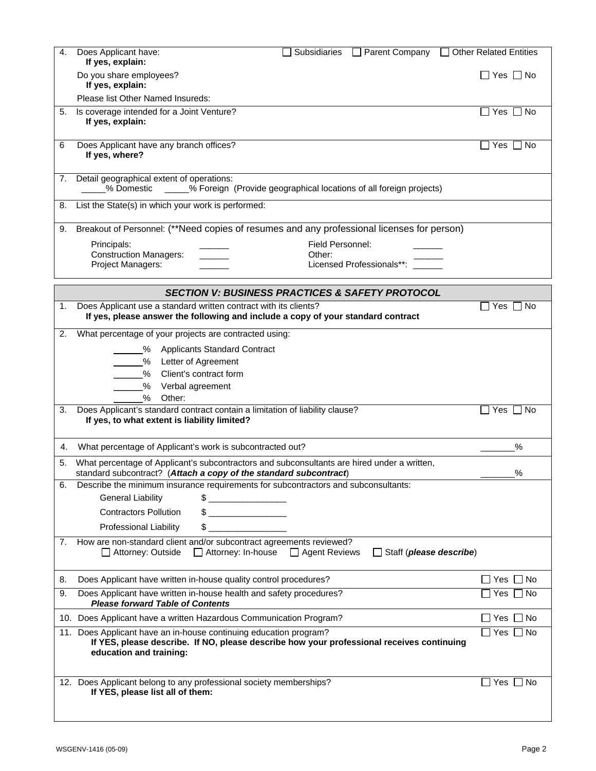4. Does Applicant have: ☐ Subsidiaries ☐ Parent Company ☐ Other Related Entities
   **If yes, explain:**

   Do you share employees? ☐ Yes ☐ No
   **If yes, explain:**

   Please list Other Named Insureds:

5. Is coverage intended for a Joint Venture? ☐ Yes ☐ No
   **If yes, explain:**

6 Does Applicant have any branch offices? ☐ Yes ☐ No
   **If yes, where?**

7. Detail geographical extent of operations:
   _____% Domestic _____% Foreign (Provide geographical locations of all foreign projects)

8. List the State(s) in which your work is performed:

9. Breakout of Personnel: (**Need copies of resumes and any professional licenses for person)

   Principals: ______ Field Personnel: ______
   Construction Managers: ______ Other: ______
   Project Managers: ______ Licensed Professionals**: ______

## *SECTION V: BUSINESS PRACTICES & SAFETY PROTOCOL*

1. Does Applicant use a standard written contract with its clients? ☐ Yes ☐ No
   **If yes, please answer the following and include a copy of your standard contract**

2. What percentage of your projects are contracted using:
   ______% Applicants Standard Contract
   ______% Letter of Agreement
   ______% Client's contract form
   ______% Verbal agreement
   ______% Other:

3. Does Applicant's standard contract contain a limitation of liability clause? ☐ Yes ☐ No
   **If yes, to what extent is liability limited?**

4. What percentage of Applicant's work is subcontracted out? _______%

5. What percentage of Applicant's subcontractors and subconsultants are hired under a written, standard subcontract? (***Attach a copy of the standard subcontract***) _______%

6. Describe the minimum insurance requirements for subcontractors and subconsultants:
   General Liability $ ________________
   Contractors Pollution $ ________________
   Professional Liability $ ________________

7. How are non-standard client and/or subcontract agreements reviewed?
   ☐ Attorney: Outside ☐ Attorney: In-house ☐ Agent Reviews ☐ Staff (***please describe***)

8. Does Applicant have written in-house quality control procedures? ☐ Yes ☐ No

9. Does Applicant have written in-house health and safety procedures? ☐ Yes ☐ No
   ***Please forward Table of Contents***

10. Does Applicant have a written Hazardous Communication Program? ☐ Yes ☐ No

11. Does Applicant have an in-house continuing education program? ☐ Yes ☐ No
    **If YES, please describe. If NO, please describe how your professional receives continuing education and training:**

12. Does Applicant belong to any professional society memberships? ☐ Yes ☐ No
    **If YES, please list all of them:**

WSGENV-1416 (05-09)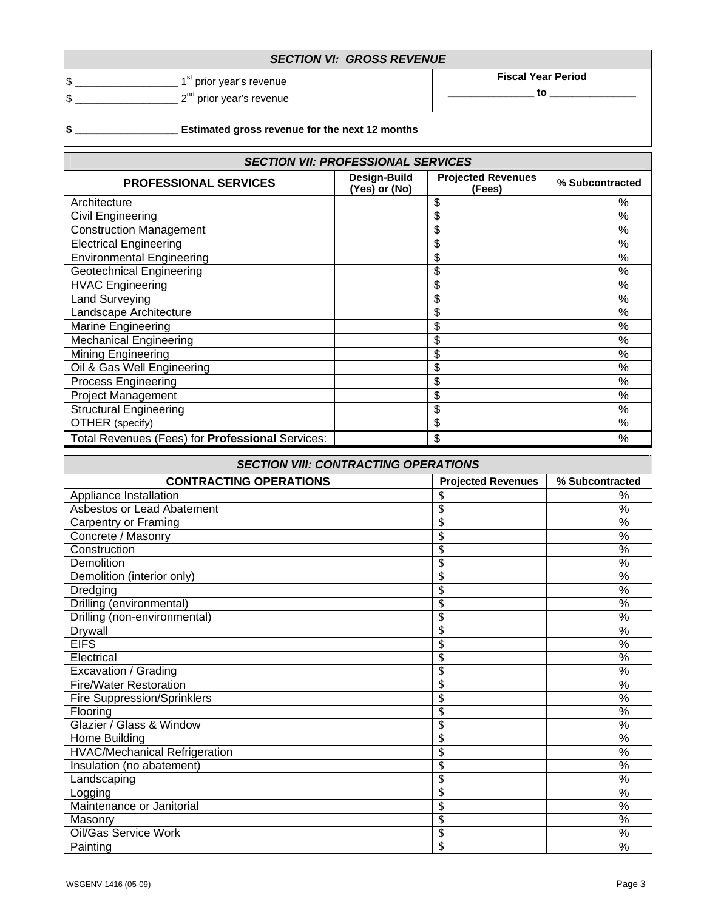## *SECTION VI: GROSS REVENUE*

| | |
|---|---|
| $ __________________ 1st prior year's revenue<br>$ __________________ 2nd prior year's revenue | **Fiscal Year Period**<br>_______________ **to** _______________ |
| **$ __________________ Estimated gross revenue for the next 12 months** | |

## *SECTION VII: PROFESSIONAL SERVICES*

| PROFESSIONAL SERVICES | Design-Build (Yes) or (No) | Projected Revenues (Fees) | % Subcontracted |
|---|---|---|---|
| Architecture | | $ | % |
| Civil Engineering | | $ | % |
| Construction Management | | $ | % |
| Electrical Engineering | | $ | % |
| Environmental Engineering | | $ | % |
| Geotechnical Engineering | | $ | % |
| HVAC Engineering | | $ | % |
| Land Surveying | | $ | % |
| Landscape Architecture | | $ | % |
| Marine Engineering | | $ | % |
| Mechanical Engineering | | $ | % |
| Mining Engineering | | $ | % |
| Oil & Gas Well Engineering | | $ | % |
| Process Engineering | | $ | % |
| Project Management | | $ | % |
| Structural Engineering | | $ | % |
| OTHER (specify) | | $ | % |
| Total Revenues (Fees) for **Professional** Services: | | $ | % |

## *SECTION VIII: CONTRACTING OPERATIONS*

| CONTRACTING OPERATIONS | Projected Revenues | % Subcontracted |
|---|---|---|
| Appliance Installation | $ | % |
| Asbestos or Lead Abatement | $ | % |
| Carpentry or Framing | $ | % |
| Concrete / Masonry | $ | % |
| Construction | $ | % |
| Demolition | $ | % |
| Demolition (interior only) | $ | % |
| Dredging | $ | % |
| Drilling (environmental) | $ | % |
| Drilling (non-environmental) | $ | % |
| Drywall | $ | % |
| EIFS | $ | % |
| Electrical | $ | % |
| Excavation / Grading | $ | % |
| Fire/Water Restoration | $ | % |
| Fire Suppression/Sprinklers | $ | % |
| Flooring | $ | % |
| Glazier / Glass & Window | $ | % |
| Home Building | $ | % |
| HVAC/Mechanical Refrigeration | $ | % |
| Insulation (no abatement) | $ | % |
| Landscaping | $ | % |
| Logging | $ | % |
| Maintenance or Janitorial | $ | % |
| Masonry | $ | % |
| Oil/Gas Service Work | $ | % |
| Painting | $ | % |

WSGENV-1416 (05-09)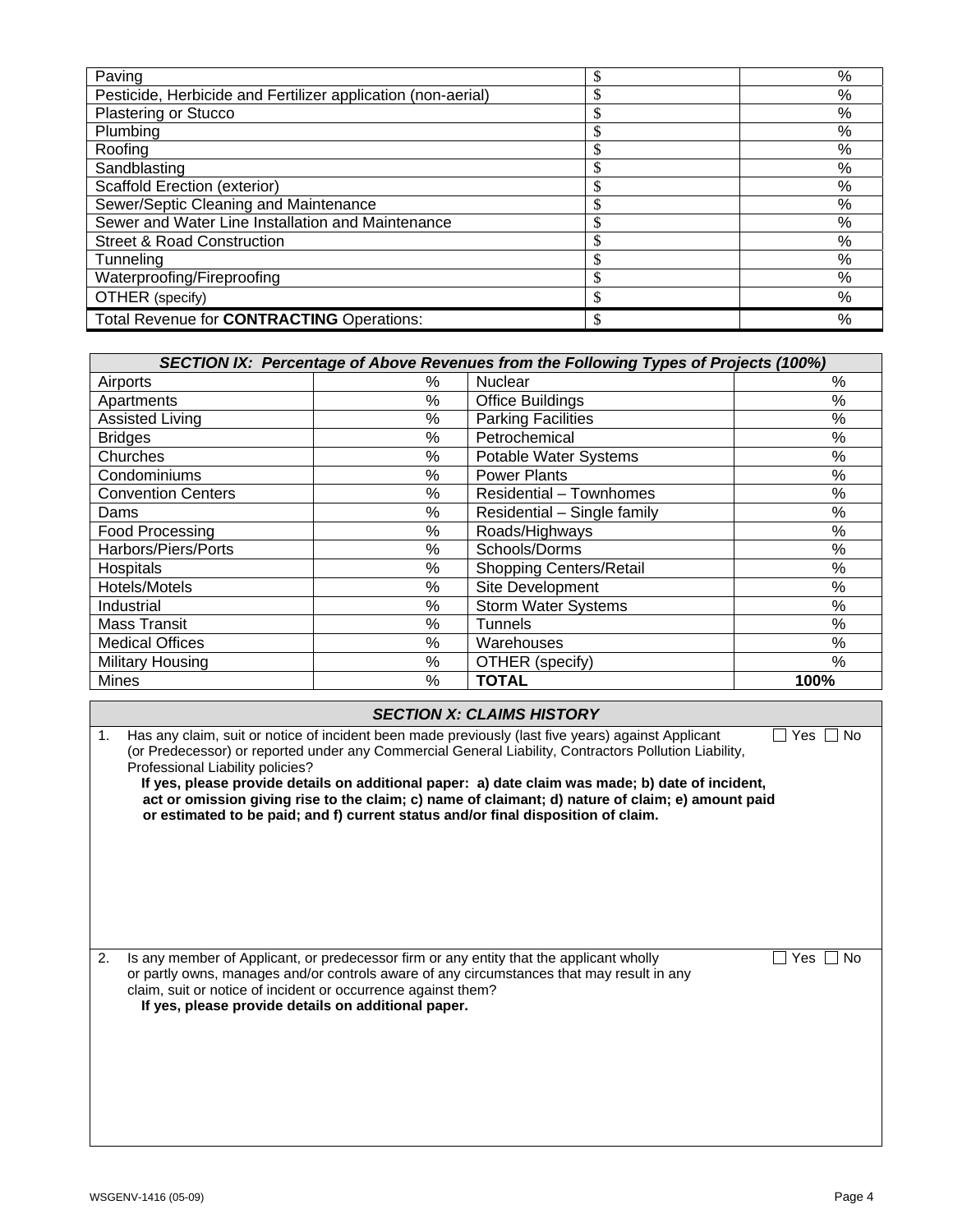| Paving | $ | % |
|---|---|---|
| Pesticide, Herbicide and Fertilizer application (non-aerial) | $ | % |
| Plastering or Stucco | $ | % |
| Plumbing | $ | % |
| Roofing | $ | % |
| Sandblasting | $ | % |
| Scaffold Erection (exterior) | $ | % |
| Sewer/Septic Cleaning and Maintenance | $ | % |
| Sewer and Water Line Installation and Maintenance | $ | % |
| Street & Road Construction | $ | % |
| Tunneling | $ | % |
| Waterproofing/Fireproofing | $ | % |
| OTHER (specify) | $ | % |
| Total Revenue for **CONTRACTING** Operations: | $ | % |

| ***SECTION IX: Percentage of Above Revenues from the Following Types of Projects (100%)*** | | | |
|---|---|---|---|
| Airports | % | Nuclear | % |
| Apartments | % | Office Buildings | % |
| Assisted Living | % | Parking Facilities | % |
| Bridges | % | Petrochemical | % |
| Churches | % | Potable Water Systems | % |
| Condominiums | % | Power Plants | % |
| Convention Centers | % | Residential – Townhomes | % |
| Dams | % | Residential – Single family | % |
| Food Processing | % | Roads/Highways | % |
| Harbors/Piers/Ports | % | Schools/Dorms | % |
| Hospitals | % | Shopping Centers/Retail | % |
| Hotels/Motels | % | Site Development | % |
| Industrial | % | Storm Water Systems | % |
| Mass Transit | % | Tunnels | % |
| Medical Offices | % | Warehouses | % |
| Military Housing | % | OTHER (specify) | % |
| Mines | % | **TOTAL** | **100%** |

## *SECTION X: CLAIMS HISTORY*

1. Has any claim, suit or notice of incident been made previously (last five years) against Applicant (or Predecessor) or reported under any Commercial General Liability, Contractors Pollution Liability, Professional Liability policies? ☐ Yes ☐ No

   **If yes, please provide details on additional paper: a) date claim was made; b) date of incident, act or omission giving rise to the claim; c) name of claimant; d) nature of claim; e) amount paid or estimated to be paid; and f) current status and/or final disposition of claim.**

2. Is any member of Applicant, or predecessor firm or any entity that the applicant wholly or partly owns, manages and/or controls aware of any circumstances that may result in any claim, suit or notice of incident or occurrence against them? ☐ Yes ☐ No

   **If yes, please provide details on additional paper.**

WSGENV-1416 (05-09)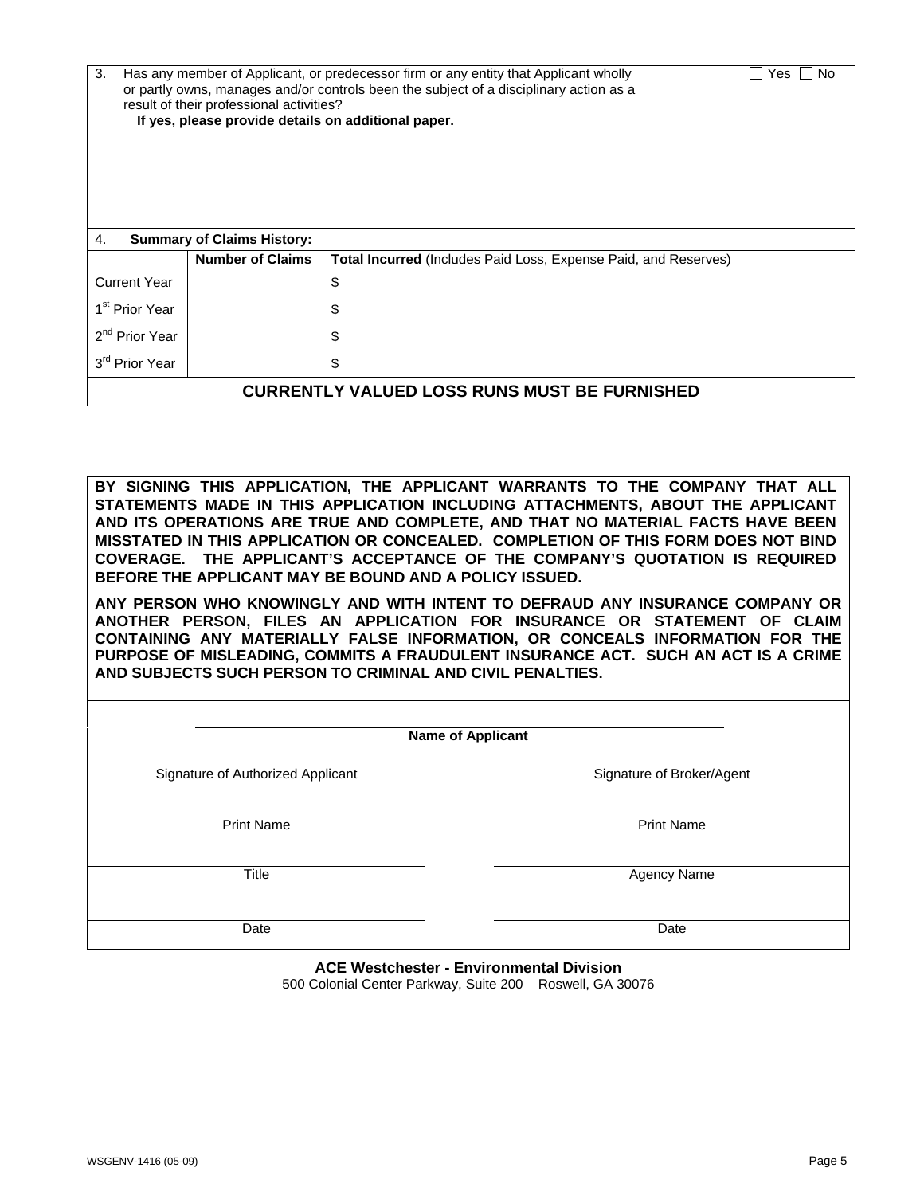3. Has any member of Applicant, or predecessor firm or any entity that Applicant wholly or partly owns, manages and/or controls been the subject of a disciplinary action as a result of their professional activities? ☐ Yes ☐ No

**If yes, please provide details on additional paper.**

4. **Summary of Claims History:**

| | Number of Claims | Total Incurred (Includes Paid Loss, Expense Paid, and Reserves) |
|---|---|---|
| Current Year | | $ |
| 1st Prior Year | | $ |
| 2nd Prior Year | | $ |
| 3rd Prior Year | | $ |

**CURRENTLY VALUED LOSS RUNS MUST BE FURNISHED**

**BY SIGNING THIS APPLICATION, THE APPLICANT WARRANTS TO THE COMPANY THAT ALL STATEMENTS MADE IN THIS APPLICATION INCLUDING ATTACHMENTS, ABOUT THE APPLICANT AND ITS OPERATIONS ARE TRUE AND COMPLETE, AND THAT NO MATERIAL FACTS HAVE BEEN MISSTATED IN THIS APPLICATION OR CONCEALED. COMPLETION OF THIS FORM DOES NOT BIND COVERAGE. THE APPLICANT'S ACCEPTANCE OF THE COMPANY'S QUOTATION IS REQUIRED BEFORE THE APPLICANT MAY BE BOUND AND A POLICY ISSUED.**

**ANY PERSON WHO KNOWINGLY AND WITH INTENT TO DEFRAUD ANY INSURANCE COMPANY OR ANOTHER PERSON, FILES AN APPLICATION FOR INSURANCE OR STATEMENT OF CLAIM CONTAINING ANY MATERIALLY FALSE INFORMATION, OR CONCEALS INFORMATION FOR THE PURPOSE OF MISLEADING, COMMITS A FRAUDULENT INSURANCE ACT. SUCH AN ACT IS A CRIME AND SUBJECTS SUCH PERSON TO CRIMINAL AND CIVIL PENALTIES.**

______________________________
**Name of Applicant**

| | |
|---|---|
| Signature of Authorized Applicant | Signature of Broker/Agent |
| Print Name | Print Name |
| Title | Agency Name |
| Date | Date |

**ACE Westchester - Environmental Division**
500 Colonial Center Parkway, Suite 200 Roswell, GA 30076

WSGENV-1416 (05-09)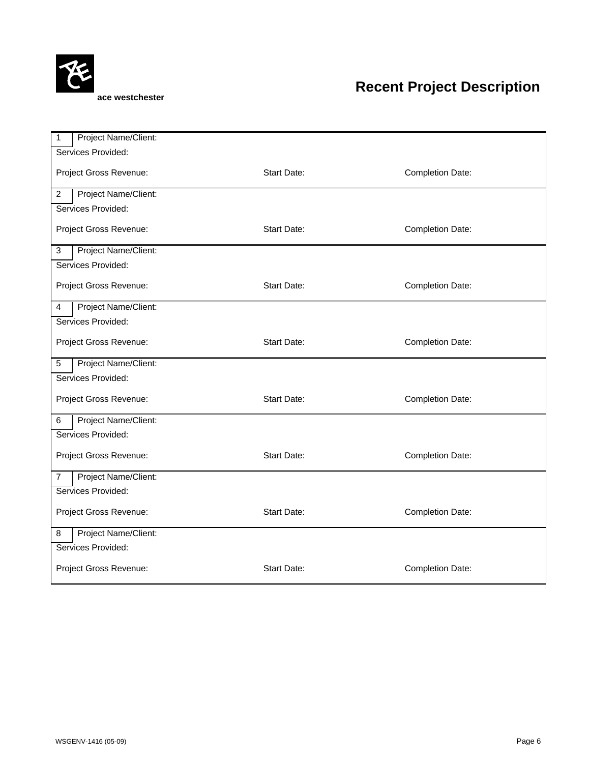ace westchester

# Recent Project Description

| 1 | Project Name/Client: | | |
|---|---|---|---|
| Services Provided: | | | |
| Project Gross Revenue: | | Start Date: | Completion Date: |
| 2 | Project Name/Client: | | |
| Services Provided: | | | |
| Project Gross Revenue: | | Start Date: | Completion Date: |
| 3 | Project Name/Client: | | |
| Services Provided: | | | |
| Project Gross Revenue: | | Start Date: | Completion Date: |
| 4 | Project Name/Client: | | |
| Services Provided: | | | |
| Project Gross Revenue: | | Start Date: | Completion Date: |
| 5 | Project Name/Client: | | |
| Services Provided: | | | |
| Project Gross Revenue: | | Start Date: | Completion Date: |
| 6 | Project Name/Client: | | |
| Services Provided: | | | |
| Project Gross Revenue: | | Start Date: | Completion Date: |
| 7 | Project Name/Client: | | |
| Services Provided: | | | |
| Project Gross Revenue: | | Start Date: | Completion Date: |
| 8 | Project Name/Client: | | |
| Services Provided: | | | |
| Project Gross Revenue: | | Start Date: | Completion Date: |

WSGENV-1416 (05-09)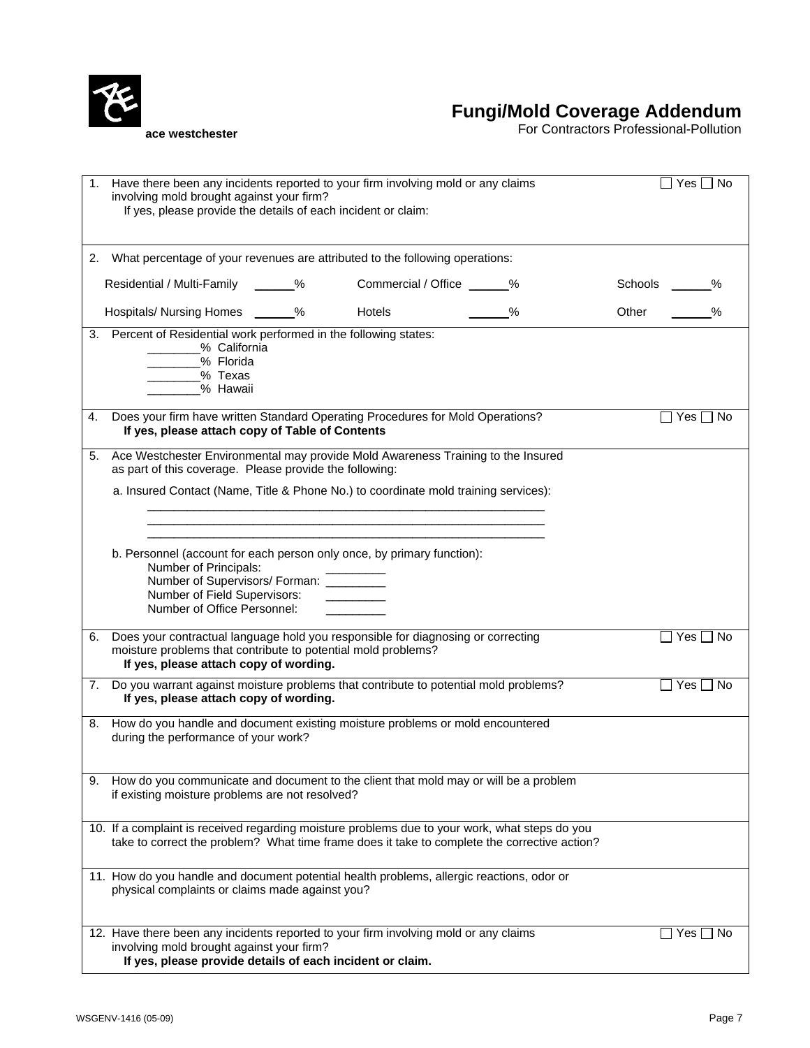**ace westchester**

# Fungi/Mold Coverage Addendum

For Contractors Professional-Pollution

1. Have there been any incidents reported to your firm involving mold or any claims involving mold brought against your firm? ☐ Yes ☐ No
   If yes, please provide the details of each incident or claim:

2. What percentage of your revenues are attributed to the following operations:

   | | | | | | |
   |---|---|---|---|---|---|
   | Residential / Multi-Family | ______% | Commercial / Office | ______% | Schools | ______% |
   | Hospitals/ Nursing Homes | ______% | Hotels | ______% | Other | ______% |

3. Percent of Residential work performed in the following states:
   ________% California
   ________% Florida
   ________% Texas
   ________% Hawaii

4. Does your firm have written Standard Operating Procedures for Mold Operations? ☐ Yes ☐ No
   **If yes, please attach copy of Table of Contents**

5. Ace Westchester Environmental may provide Mold Awareness Training to the Insured as part of this coverage. Please provide the following:

   a. Insured Contact (Name, Title & Phone No.) to coordinate mold training services):
   ____________________________________________________________
   ____________________________________________________________
   ____________________________________________________________

   b. Personnel (account for each person only once, by primary function):
   Number of Principals: _________
   Number of Supervisors/ Forman: _________
   Number of Field Supervisors: _________
   Number of Office Personnel: _________

6. Does your contractual language hold you responsible for diagnosing or correcting moisture problems that contribute to potential mold problems? ☐ Yes ☐ No
   **If yes, please attach copy of wording.**

7. Do you warrant against moisture problems that contribute to potential mold problems? ☐ Yes ☐ No
   **If yes, please attach copy of wording.**

8. How do you handle and document existing moisture problems or mold encountered during the performance of your work?

9. How do you communicate and document to the client that mold may or will be a problem if existing moisture problems are not resolved?

10. If a complaint is received regarding moisture problems due to your work, what steps do you take to correct the problem? What time frame does it take to complete the corrective action?

11. How do you handle and document potential health problems, allergic reactions, odor or physical complaints or claims made against you?

12. Have there been any incidents reported to your firm involving mold or any claims involving mold brought against your firm? ☐ Yes ☐ No
    **If yes, please provide details of each incident or claim.**

WSGENV-1416 (05-09)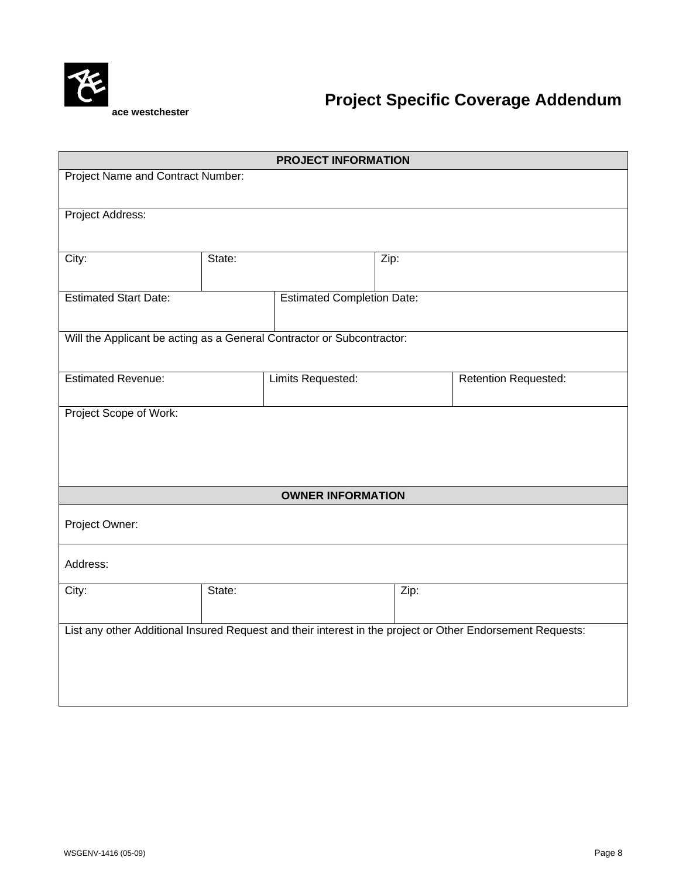ace westchester

# Project Specific Coverage Addendum

| PROJECT INFORMATION | | |
|---|---|---|
| Project Name and Contract Number: | | |
| Project Address: | | |
| City: | State: | Zip: |
| Estimated Start Date: | Estimated Completion Date: | |
| Will the Applicant be acting as a General Contractor or Subcontractor: | | |
| Estimated Revenue: | Limits Requested: | Retention Requested: |
| Project Scope of Work: | | |

| OWNER INFORMATION | | |
|---|---|---|
| Project Owner: | | |
| Address: | | |
| City: | State: | Zip: |
| List any other Additional Insured Request and their interest in the project or Other Endorsement Requests: | | |

WSGENV-1416 (05-09)